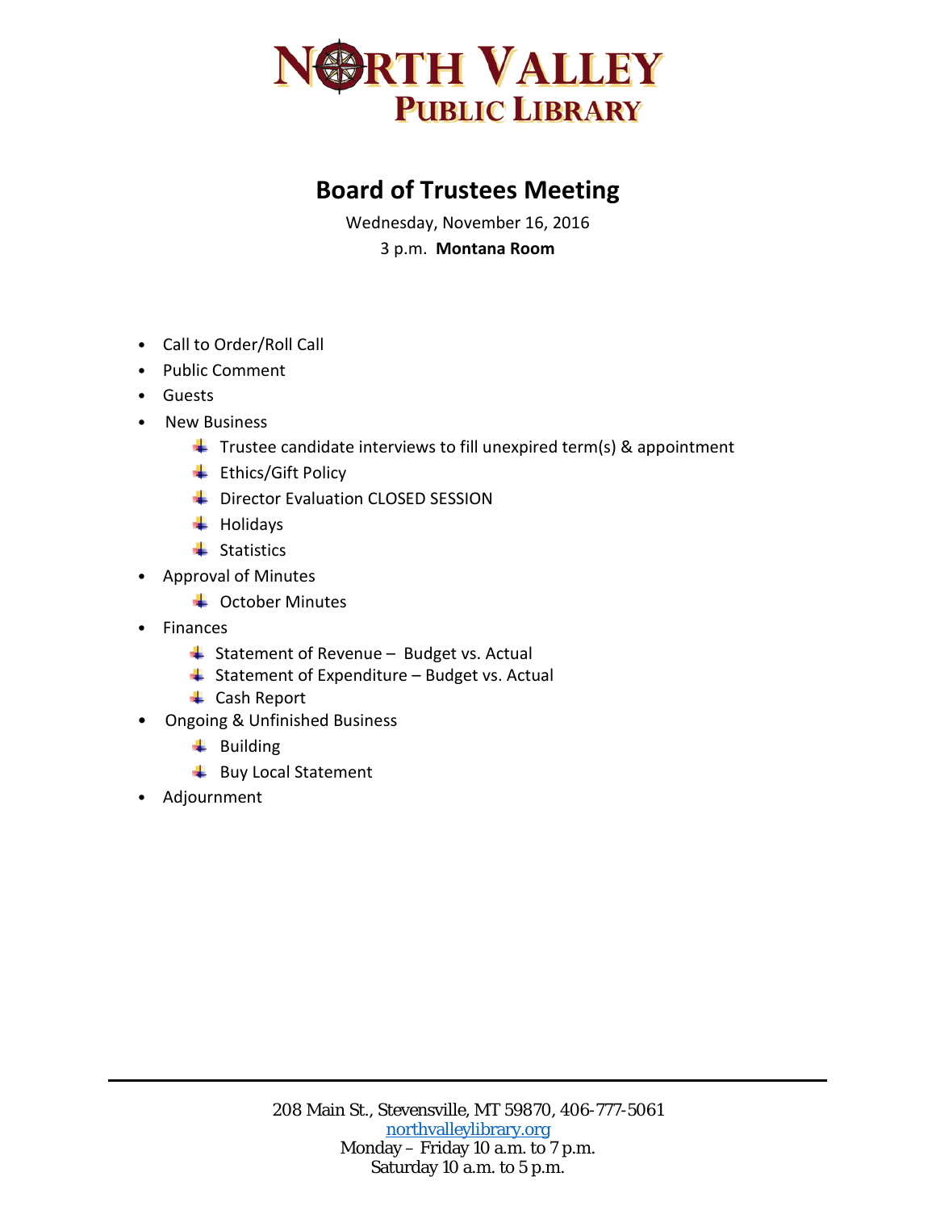# NORTH VALLEY PUBLIC LIBRARY

## Board of Trustees Meeting

Wednesday, November 16, 2016

3 p.m. **Montana Room**

- Call to Order/Roll Call
- Public Comment
- Guests
- New Business
    - Trustee candidate interviews to fill unexpired term(s) & appointment
    - Ethics/Gift Policy
    - Director Evaluation CLOSED SESSION
    - Holidays
    - Statistics
- Approval of Minutes
    - October Minutes
- Finances
    - Statement of Revenue – Budget vs. Actual
    - Statement of Expenditure – Budget vs. Actual
    - Cash Report
- Ongoing & Unfinished Business
    - Building
    - Buy Local Statement
- Adjournment

---

208 Main St., Stevensville, MT 59870, 406-777-5061
northvalleylibrary.org
Monday – Friday 10 a.m. to 7 p.m.
Saturday 10 a.m. to 5 p.m.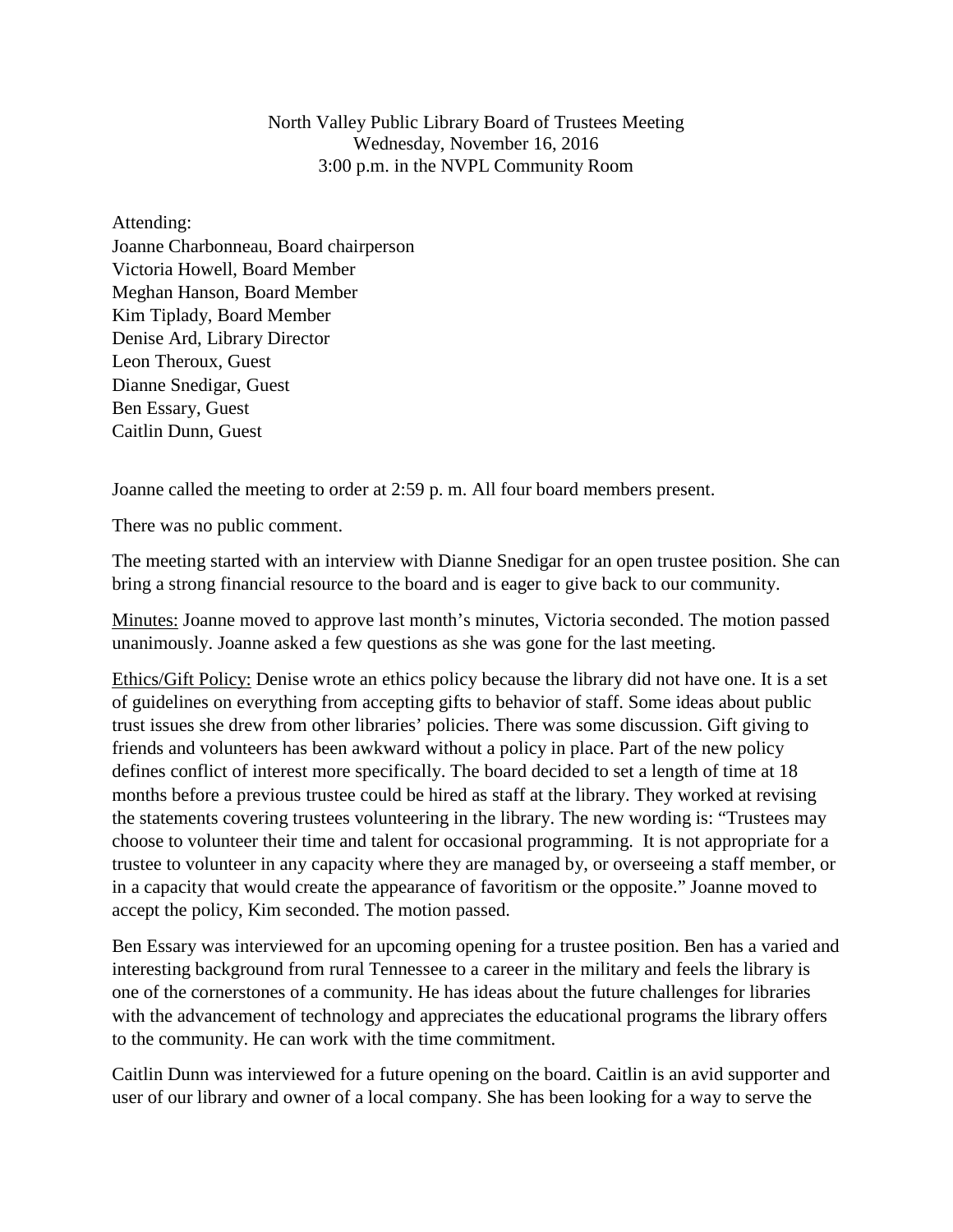North Valley Public Library Board of Trustees Meeting
Wednesday, November 16, 2016
3:00 p.m. in the NVPL Community Room

Attending:
Joanne Charbonneau, Board chairperson
Victoria Howell, Board Member
Meghan Hanson, Board Member
Kim Tiplady, Board Member
Denise Ard, Library Director
Leon Theroux, Guest
Dianne Snedigar, Guest
Ben Essary, Guest
Caitlin Dunn, Guest

Joanne called the meeting to order at 2:59 p. m. All four board members present.

There was no public comment.

The meeting started with an interview with Dianne Snedigar for an open trustee position. She can bring a strong financial resource to the board and is eager to give back to our community.

Minutes: Joanne moved to approve last month's minutes, Victoria seconded. The motion passed unanimously. Joanne asked a few questions as she was gone for the last meeting.

Ethics/Gift Policy: Denise wrote an ethics policy because the library did not have one. It is a set of guidelines on everything from accepting gifts to behavior of staff. Some ideas about public trust issues she drew from other libraries' policies. There was some discussion. Gift giving to friends and volunteers has been awkward without a policy in place. Part of the new policy defines conflict of interest more specifically. The board decided to set a length of time at 18 months before a previous trustee could be hired as staff at the library. They worked at revising the statements covering trustees volunteering in the library. The new wording is: "Trustees may choose to volunteer their time and talent for occasional programming. It is not appropriate for a trustee to volunteer in any capacity where they are managed by, or overseeing a staff member, or in a capacity that would create the appearance of favoritism or the opposite." Joanne moved to accept the policy, Kim seconded. The motion passed.

Ben Essary was interviewed for an upcoming opening for a trustee position. Ben has a varied and interesting background from rural Tennessee to a career in the military and feels the library is one of the cornerstones of a community. He has ideas about the future challenges for libraries with the advancement of technology and appreciates the educational programs the library offers to the community. He can work with the time commitment.

Caitlin Dunn was interviewed for a future opening on the board. Caitlin is an avid supporter and user of our library and owner of a local company. She has been looking for a way to serve the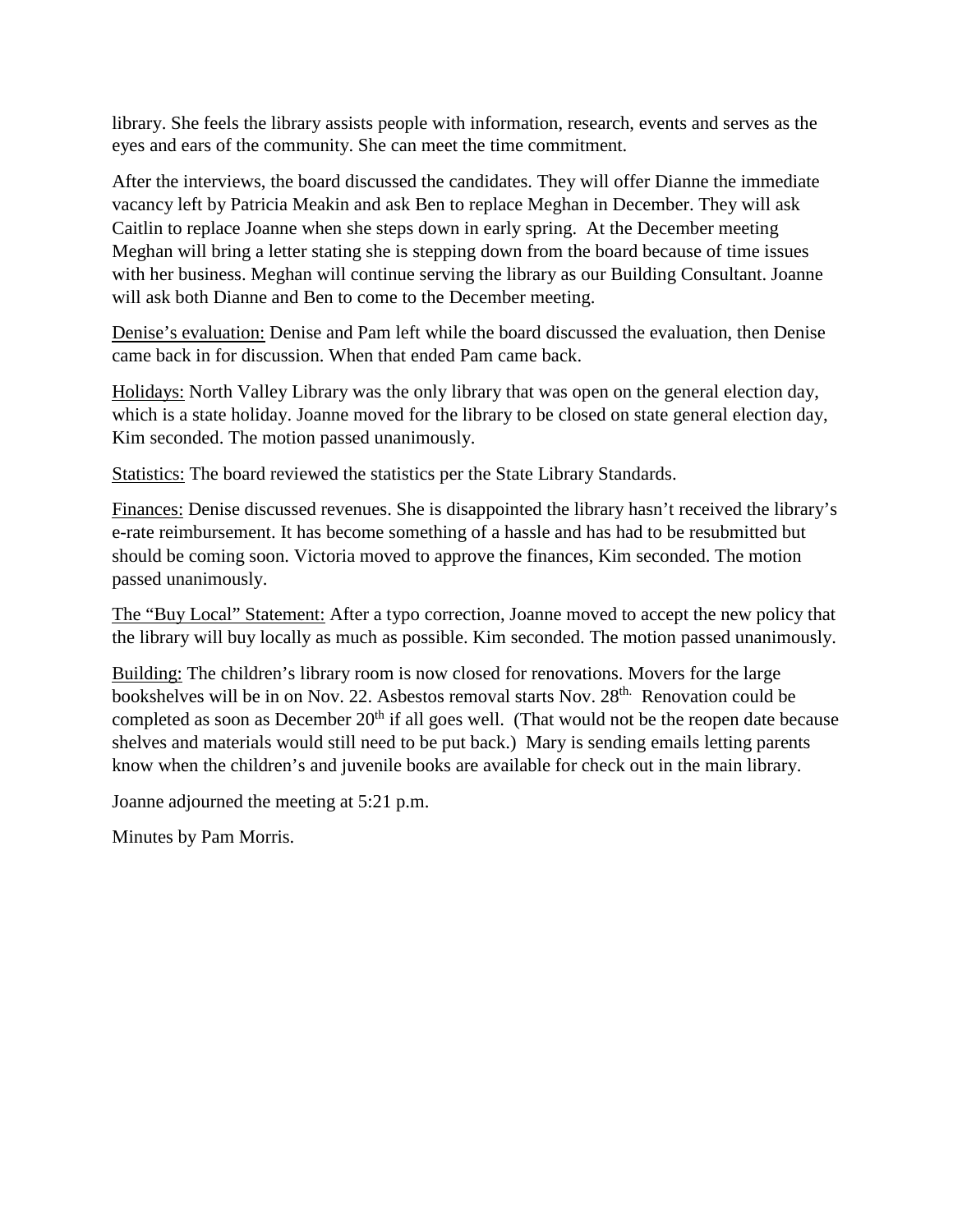library. She feels the library assists people with information, research, events and serves as the eyes and ears of the community. She can meet the time commitment.

After the interviews, the board discussed the candidates. They will offer Dianne the immediate vacancy left by Patricia Meakin and ask Ben to replace Meghan in December. They will ask Caitlin to replace Joanne when she steps down in early spring. At the December meeting Meghan will bring a letter stating she is stepping down from the board because of time issues with her business. Meghan will continue serving the library as our Building Consultant. Joanne will ask both Dianne and Ben to come to the December meeting.

Denise's evaluation: Denise and Pam left while the board discussed the evaluation, then Denise came back in for discussion. When that ended Pam came back.

Holidays: North Valley Library was the only library that was open on the general election day, which is a state holiday. Joanne moved for the library to be closed on state general election day, Kim seconded. The motion passed unanimously.

Statistics: The board reviewed the statistics per the State Library Standards.

Finances: Denise discussed revenues. She is disappointed the library hasn't received the library's e-rate reimbursement. It has become something of a hassle and has had to be resubmitted but should be coming soon. Victoria moved to approve the finances, Kim seconded. The motion passed unanimously.

The "Buy Local" Statement: After a typo correction, Joanne moved to accept the new policy that the library will buy locally as much as possible. Kim seconded. The motion passed unanimously.

Building: The children's library room is now closed for renovations. Movers for the large bookshelves will be in on Nov. 22. Asbestos removal starts Nov. 28th. Renovation could be completed as soon as December 20th if all goes well. (That would not be the reopen date because shelves and materials would still need to be put back.) Mary is sending emails letting parents know when the children's and juvenile books are available for check out in the main library.

Joanne adjourned the meeting at 5:21 p.m.

Minutes by Pam Morris.